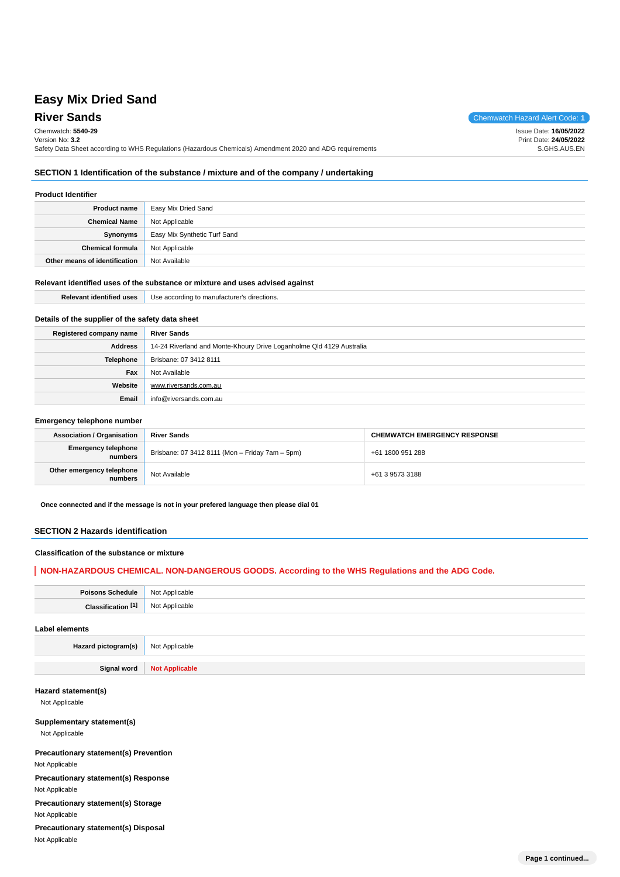# Easy Mix Dried Sand

## River Sands

Chemwatch Hazard Alert Code: **1**

Chemwatch: **5540-29**
Version No: **3.2**
Safety Data Sheet according to WHS Regulations (Hazardous Chemicals) Amendment 2020 and ADG requirements

Issue Date: **16/05/2022**
Print Date: **24/05/2022**
S.GHS.AUS.EN

## SECTION 1 Identification of the substance / mixture and of the company / undertaking

### Product Identifier

| | |
|---|---|
| **Product name** | Easy Mix Dried Sand |
| **Chemical Name** | Not Applicable |
| **Synonyms** | Easy Mix Synthetic Turf Sand |
| **Chemical formula** | Not Applicable |
| **Other means of identification** | Not Available |

### Relevant identified uses of the substance or mixture and uses advised against

| | |
|---|---|
| **Relevant identified uses** | Use according to manufacturer's directions. |

### Details of the supplier of the safety data sheet

| | |
|---|---|
| **Registered company name** | **River Sands** |
| **Address** | 14-24 Riverland and Monte-Khoury Drive Loganholme Qld 4129 Australia |
| **Telephone** | Brisbane: 07 3412 8111 |
| **Fax** | Not Available |
| **Website** | www.riversands.com.au |
| **Email** | info@riversands.com.au |

### Emergency telephone number

| | | |
|---|---|---|
| **Association / Organisation** | **River Sands** | **CHEMWATCH EMERGENCY RESPONSE** |
| **Emergency telephone numbers** | Brisbane: 07 3412 8111 (Mon – Friday 7am – 5pm) | +61 1800 951 288 |
| **Other emergency telephone numbers** | Not Available | +61 3 9573 3188 |

**Once connected and if the message is not in your prefered language then please dial 01**

## SECTION 2 Hazards identification

### Classification of the substance or mixture

**NON-HAZARDOUS CHEMICAL. NON-DANGEROUS GOODS. According to the WHS Regulations and the ADG Code.**

| | |
|---|---|
| **Poisons Schedule** | Not Applicable |
| **Classification [1]** | Not Applicable |

### Label elements

| | |
|---|---|
| **Hazard pictogram(s)** | Not Applicable |
| **Signal word** | **Not Applicable** |

### Hazard statement(s)

Not Applicable

### Supplementary statement(s)

Not Applicable

### Precautionary statement(s) Prevention

Not Applicable

### Precautionary statement(s) Response

Not Applicable

### Precautionary statement(s) Storage

Not Applicable

### Precautionary statement(s) Disposal

Not Applicable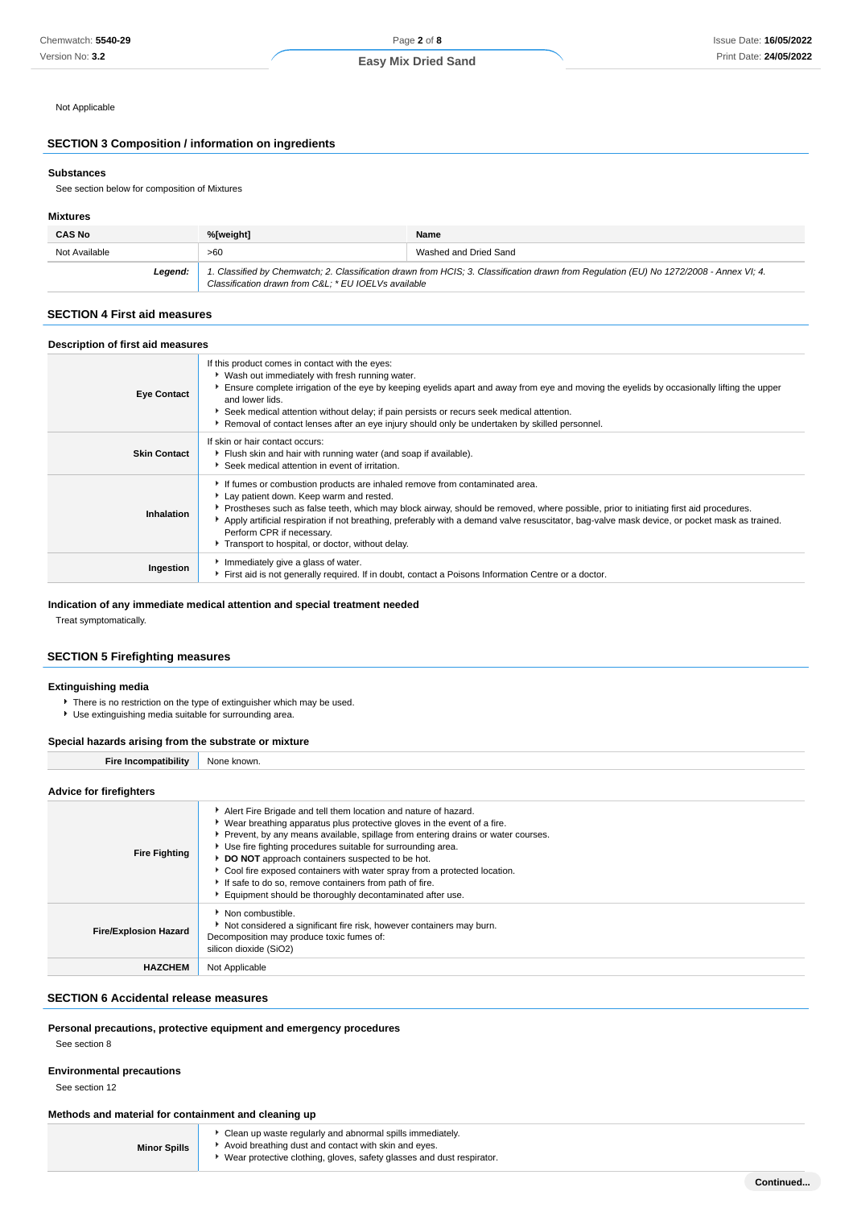Not Applicable

## SECTION 3 Composition / information on ingredients

### Substances

See section below for composition of Mixtures

### Mixtures

| CAS No | %[weight] | Name |
|---|---|---|
| Not Available | >60 | Washed and Dried Sand |
| ***Legend:*** | *1. Classified by Chemwatch; 2. Classification drawn from HCIS; 3. Classification drawn from Regulation (EU) No 1272/2008 - Annex VI; 4. Classification drawn from C&L; * EU IOELVs available* | |

## SECTION 4 First aid measures

### Description of first aid measures

| | |
|---|---|
| **Eye Contact** | If this product comes in contact with the eyes:<br>▸ Wash out immediately with fresh running water.<br>▸ Ensure complete irrigation of the eye by keeping eyelids apart and away from eye and moving the eyelids by occasionally lifting the upper and lower lids.<br>▸ Seek medical attention without delay; if pain persists or recurs seek medical attention.<br>▸ Removal of contact lenses after an eye injury should only be undertaken by skilled personnel. |
| **Skin Contact** | If skin or hair contact occurs:<br>▸ Flush skin and hair with running water (and soap if available).<br>▸ Seek medical attention in event of irritation. |
| **Inhalation** | ▸ If fumes or combustion products are inhaled remove from contaminated area.<br>▸ Lay patient down. Keep warm and rested.<br>▸ Prostheses such as false teeth, which may block airway, should be removed, where possible, prior to initiating first aid procedures.<br>▸ Apply artificial respiration if not breathing, preferably with a demand valve resuscitator, bag-valve mask device, or pocket mask as trained. Perform CPR if necessary.<br>▸ Transport to hospital, or doctor, without delay. |
| **Ingestion** | ▸ Immediately give a glass of water.<br>▸ First aid is not generally required. If in doubt, contact a Poisons Information Centre or a doctor. |

### Indication of any immediate medical attention and special treatment needed

Treat symptomatically.

## SECTION 5 Firefighting measures

### Extinguishing media

- There is no restriction on the type of extinguisher which may be used.
- Use extinguishing media suitable for surrounding area.

### Special hazards arising from the substrate or mixture

| | |
|---|---|
| **Fire Incompatibility** | None known. |

### Advice for firefighters

| | |
|---|---|
| **Fire Fighting** | ▸ Alert Fire Brigade and tell them location and nature of hazard.<br>▸ Wear breathing apparatus plus protective gloves in the event of a fire.<br>▸ Prevent, by any means available, spillage from entering drains or water courses.<br>▸ Use fire fighting procedures suitable for surrounding area.<br>▸ **DO NOT** approach containers suspected to be hot.<br>▸ Cool fire exposed containers with water spray from a protected location.<br>▸ If safe to do so, remove containers from path of fire.<br>▸ Equipment should be thoroughly decontaminated after use. |
| **Fire/Explosion Hazard** | ▸ Non combustible.<br>▸ Not considered a significant fire risk, however containers may burn.<br>Decomposition may produce toxic fumes of:<br>silicon dioxide ($SiO_2$) |
| **HAZCHEM** | Not Applicable |

## SECTION 6 Accidental release measures

### Personal precautions, protective equipment and emergency procedures

See section 8

### Environmental precautions

See section 12

### Methods and material for containment and cleaning up

| | |
|---|---|
| **Minor Spills** | ▸ Clean up waste regularly and abnormal spills immediately.<br>▸ Avoid breathing dust and contact with skin and eyes.<br>▸ Wear protective clothing, gloves, safety glasses and dust respirator. |

**Continued...**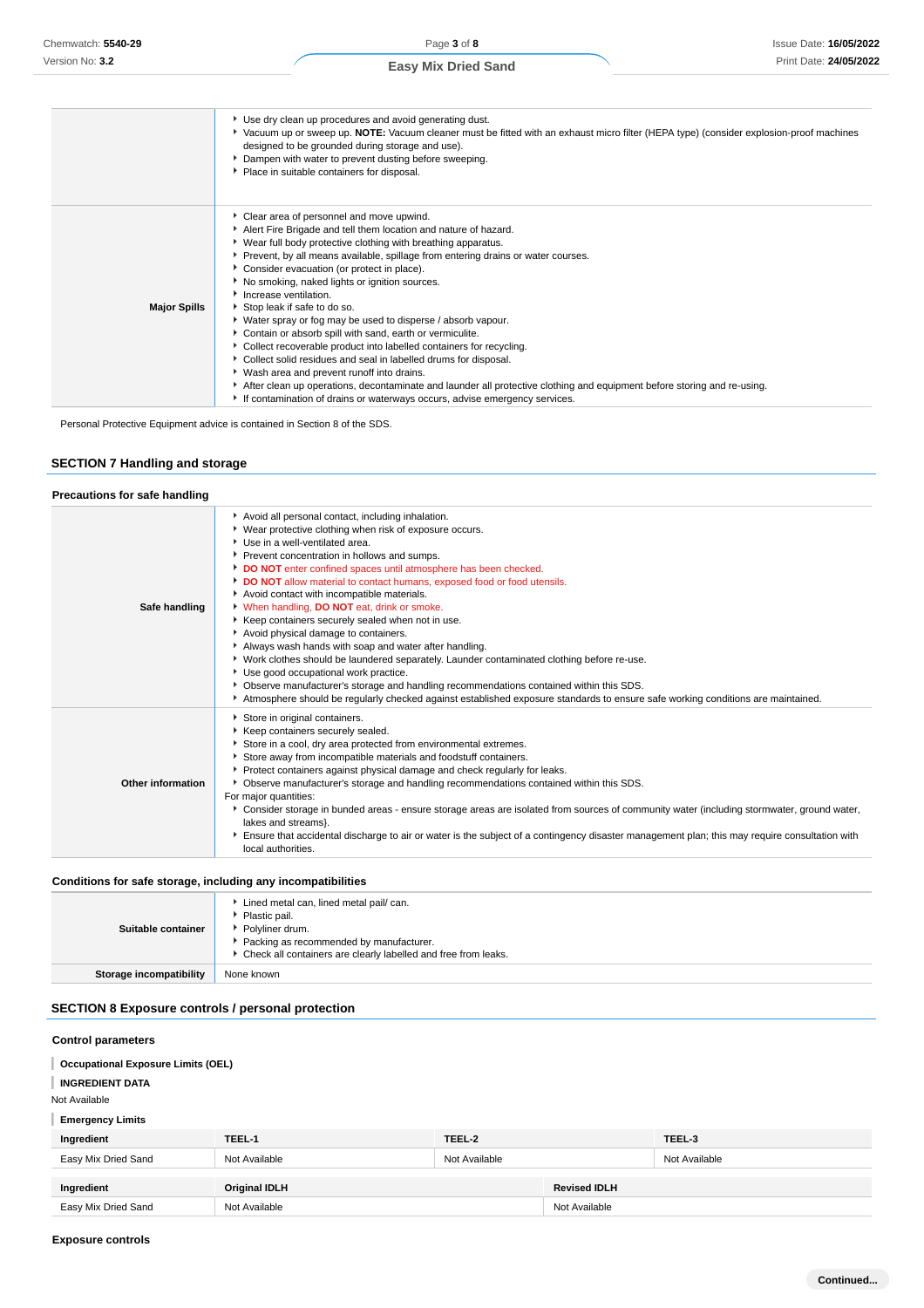| | |
|---|---|
| | ‣ Use dry clean up procedures and avoid generating dust.<br>‣ Vacuum up or sweep up. **NOTE:** Vacuum cleaner must be fitted with an exhaust micro filter (HEPA type) (consider explosion-proof machines designed to be grounded during storage and use).<br>‣ Dampen with water to prevent dusting before sweeping.<br>‣ Place in suitable containers for disposal. |
| **Major Spills** | ‣ Clear area of personnel and move upwind.<br>‣ Alert Fire Brigade and tell them location and nature of hazard.<br>‣ Wear full body protective clothing with breathing apparatus.<br>‣ Prevent, by all means available, spillage from entering drains or water courses.<br>‣ Consider evacuation (or protect in place).<br>‣ No smoking, naked lights or ignition sources.<br>‣ Increase ventilation.<br>‣ Stop leak if safe to do so.<br>‣ Water spray or fog may be used to disperse / absorb vapour.<br>‣ Contain or absorb spill with sand, earth or vermiculite.<br>‣ Collect recoverable product into labelled containers for recycling.<br>‣ Collect solid residues and seal in labelled drums for disposal.<br>‣ Wash area and prevent runoff into drains.<br>‣ After clean up operations, decontaminate and launder all protective clothing and equipment before storing and re-using.<br>‣ If contamination of drains or waterways occurs, advise emergency services. |

Personal Protective Equipment advice is contained in Section 8 of the SDS.

## SECTION 7 Handling and storage

### Precautions for safe handling

| | |
|---|---|
| **Safe handling** | ‣ Avoid all personal contact, including inhalation.<br>‣ Wear protective clothing when risk of exposure occurs.<br>‣ Use in a well-ventilated area.<br>‣ Prevent concentration in hollows and sumps.<br>‣ **DO NOT** enter confined spaces until atmosphere has been checked.<br>‣ **DO NOT** allow material to contact humans, exposed food or food utensils.<br>‣ Avoid contact with incompatible materials.<br>‣ When handling, **DO NOT** eat, drink or smoke.<br>‣ Keep containers securely sealed when not in use.<br>‣ Avoid physical damage to containers.<br>‣ Always wash hands with soap and water after handling.<br>‣ Work clothes should be laundered separately. Launder contaminated clothing before re-use.<br>‣ Use good occupational work practice.<br>‣ Observe manufacturer's storage and handling recommendations contained within this SDS.<br>‣ Atmosphere should be regularly checked against established exposure standards to ensure safe working conditions are maintained. |
| **Other information** | ‣ Store in original containers.<br>‣ Keep containers securely sealed.<br>‣ Store in a cool, dry area protected from environmental extremes.<br>‣ Store away from incompatible materials and foodstuff containers.<br>‣ Protect containers against physical damage and check regularly for leaks.<br>‣ Observe manufacturer's storage and handling recommendations contained within this SDS.<br>For major quantities:<br>‣ Consider storage in bunded areas - ensure storage areas are isolated from sources of community water (including stormwater, ground water, lakes and streams}.<br>‣ Ensure that accidental discharge to air or water is the subject of a contingency disaster management plan; this may require consultation with local authorities. |

### Conditions for safe storage, including any incompatibilities

| | |
|---|---|
| **Suitable container** | ‣ Lined metal can, lined metal pail/ can.<br>‣ Plastic pail.<br>‣ Polyliner drum.<br>‣ Packing as recommended by manufacturer.<br>‣ Check all containers are clearly labelled and free from leaks. |
| **Storage incompatibility** | None known |

## SECTION 8 Exposure controls / personal protection

### Control parameters

**Occupational Exposure Limits (OEL)**

**INGREDIENT DATA**

Not Available

**Emergency Limits**

| Ingredient | TEEL-1 | TEEL-2 | TEEL-3 |
|---|---|---|---|
| Easy Mix Dried Sand | Not Available | Not Available | Not Available |

| Ingredient | Original IDLH | Revised IDLH |
|---|---|---|
| Easy Mix Dried Sand | Not Available | Not Available |

### Exposure controls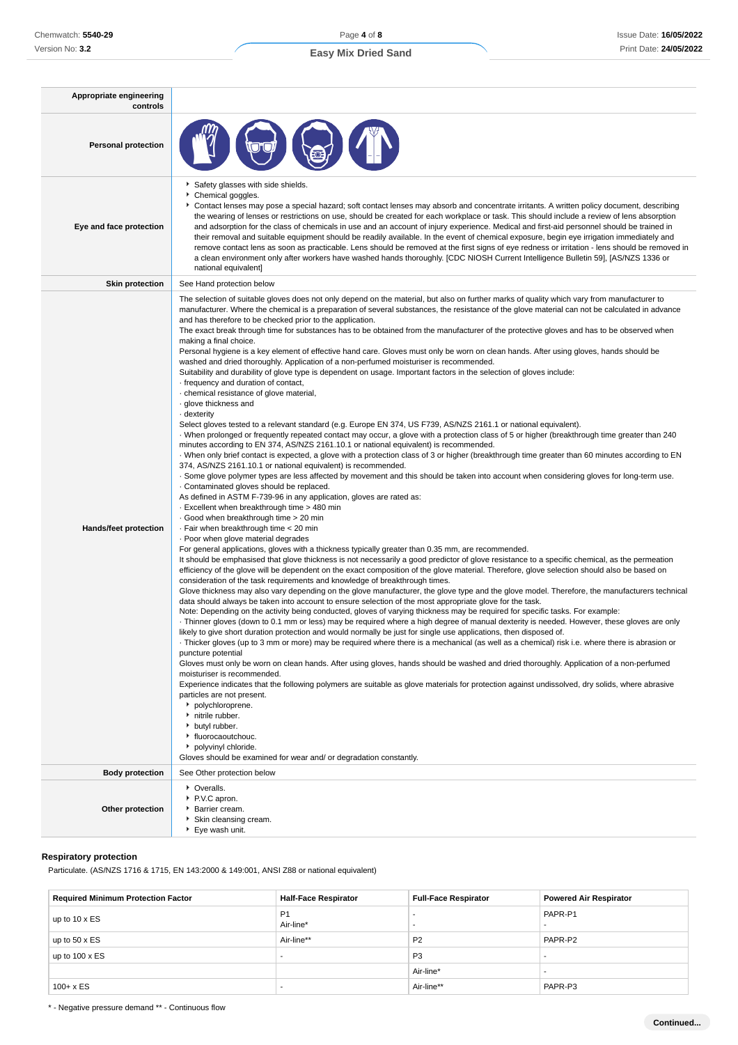| | |
|---|---|
| **Appropriate engineering controls** | |
| **Personal protection** | |
| **Eye and face protection** | - Safety glasses with side shields.<br>- Chemical goggles.<br>- Contact lenses may pose a special hazard; soft contact lenses may absorb and concentrate irritants. A written policy document, describing the wearing of lenses or restrictions on use, should be created for each workplace or task. This should include a review of lens absorption and adsorption for the class of chemicals in use and an account of injury experience. Medical and first-aid personnel should be trained in their removal and suitable equipment should be readily available. In the event of chemical exposure, begin eye irrigation immediately and remove contact lens as soon as practicable. Lens should be removed at the first signs of eye redness or irritation - lens should be removed in a clean environment only after workers have washed hands thoroughly. [CDC NIOSH Current Intelligence Bulletin 59], [AS/NZS 1336 or national equivalent] |
| **Skin protection** | See Hand protection below |
| **Hands/feet protection** | The selection of suitable gloves does not only depend on the material, but also on further marks of quality which vary from manufacturer to manufacturer. Where the chemical is a preparation of several substances, the resistance of the glove material can not be calculated in advance and has therefore to be checked prior to the application.<br>The exact break through time for substances has to be obtained from the manufacturer of the protective gloves and has to be observed when making a final choice.<br>Personal hygiene is a key element of effective hand care. Gloves must only be worn on clean hands. After using gloves, hands should be washed and dried thoroughly. Application of a non-perfumed moisturiser is recommended.<br>Suitability and durability of glove type is dependent on usage. Important factors in the selection of gloves include:<br>· frequency and duration of contact,<br>· chemical resistance of glove material,<br>· glove thickness and<br>· dexterity<br>Select gloves tested to a relevant standard (e.g. Europe EN 374, US F739, AS/NZS 2161.1 or national equivalent).<br>· When prolonged or frequently repeated contact may occur, a glove with a protection class of 5 or higher (breakthrough time greater than 240 minutes according to EN 374, AS/NZS 2161.10.1 or national equivalent) is recommended.<br>· When only brief contact is expected, a glove with a protection class of 3 or higher (breakthrough time greater than 60 minutes according to EN 374, AS/NZS 2161.10.1 or national equivalent) is recommended.<br>· Some glove polymer types are less affected by movement and this should be taken into account when considering gloves for long-term use.<br>· Contaminated gloves should be replaced.<br>As defined in ASTM F-739-96 in any application, gloves are rated as:<br>· Excellent when breakthrough time > 480 min<br>· Good when breakthrough time > 20 min<br>· Fair when breakthrough time < 20 min<br>· Poor when glove material degrades<br>For general applications, gloves with a thickness typically greater than 0.35 mm, are recommended.<br>It should be emphasised that glove thickness is not necessarily a good predictor of glove resistance to a specific chemical, as the permeation efficiency of the glove will be dependent on the exact composition of the glove material. Therefore, glove selection should also be based on consideration of the task requirements and knowledge of breakthrough times.<br>Glove thickness may also vary depending on the glove manufacturer, the glove type and the glove model. Therefore, the manufacturers technical data should always be taken into account to ensure selection of the most appropriate glove for the task.<br>Note: Depending on the activity being conducted, gloves of varying thickness may be required for specific tasks. For example:<br>· Thinner gloves (down to 0.1 mm or less) may be required where a high degree of manual dexterity is needed. However, these gloves are only likely to give short duration protection and would normally be just for single use applications, then disposed of.<br>· Thicker gloves (up to 3 mm or more) may be required where there is a mechanical (as well as a chemical) risk i.e. where there is abrasion or puncture potential<br>Gloves must only be worn on clean hands. After using gloves, hands should be washed and dried thoroughly. Application of a non-perfumed moisturiser is recommended.<br>Experience indicates that the following polymers are suitable as glove materials for protection against undissolved, dry solids, where abrasive particles are not present.<br>- polychloroprene.<br>- nitrile rubber.<br>- butyl rubber.<br>- fluorocaoutchouc.<br>- polyvinyl chloride.<br>Gloves should be examined for wear and/ or degradation constantly. |
| **Body protection** | See Other protection below |
| **Other protection** | - Overalls.<br>- P.V.C apron.<br>- Barrier cream.<br>- Skin cleansing cream.<br>- Eye wash unit. |

### Respiratory protection

Particulate. (AS/NZS 1716 & 1715, EN 143:2000 & 149:001, ANSI Z88 or national equivalent)

| Required Minimum Protection Factor | Half-Face Respirator | Full-Face Respirator | Powered Air Respirator |
|---|---|---|---|
| up to 10 x ES | P1<br>Air-line* | -<br>- | PAPR-P1<br>- |
| up to 50 x ES | Air-line** | P2 | PAPR-P2 |
| up to 100 x ES | - | P3 | - |
| | | Air-line* | - |
| 100+ x ES | - | Air-line** | PAPR-P3 |

* - Negative pressure demand ** - Continuous flow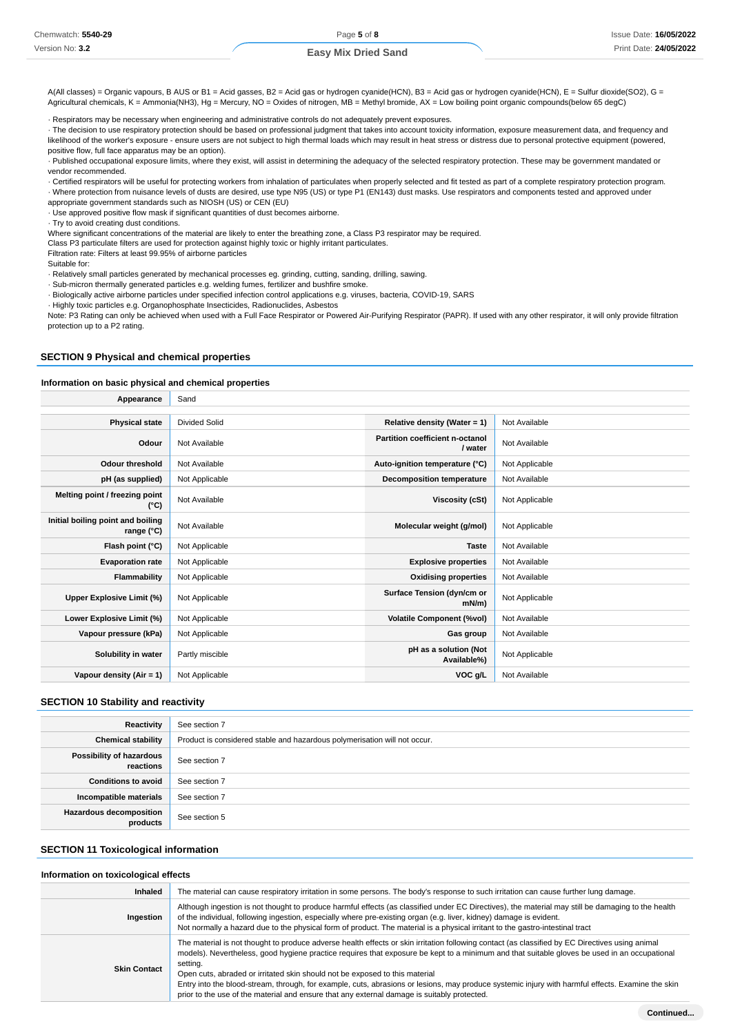A(All classes) = Organic vapours, B AUS or B1 = Acid gasses, B2 = Acid gas or hydrogen cyanide(HCN), B3 = Acid gas or hydrogen cyanide(HCN), E = Sulfur dioxide(SO2), G = Agricultural chemicals, K = Ammonia(NH3), Hg = Mercury, NO = Oxides of nitrogen, MB = Methyl bromide, AX = Low boiling point organic compounds(below 65 degC)

· Respirators may be necessary when engineering and administrative controls do not adequately prevent exposures.
· The decision to use respiratory protection should be based on professional judgment that takes into account toxicity information, exposure measurement data, and frequency and likelihood of the worker's exposure - ensure users are not subject to high thermal loads which may result in heat stress or distress due to personal protective equipment (powered, positive flow, full face apparatus may be an option).
· Published occupational exposure limits, where they exist, will assist in determining the adequacy of the selected respiratory protection. These may be government mandated or vendor recommended.
· Certified respirators will be useful for protecting workers from inhalation of particulates when properly selected and fit tested as part of a complete respiratory protection program.
· Where protection from nuisance levels of dusts are desired, use type N95 (US) or type P1 (EN143) dust masks. Use respirators and components tested and approved under appropriate government standards such as NIOSH (US) or CEN (EU)
· Use approved positive flow mask if significant quantities of dust becomes airborne.
· Try to avoid creating dust conditions.
Where significant concentrations of the material are likely to enter the breathing zone, a Class P3 respirator may be required.
Class P3 particulate filters are used for protection against highly toxic or highly irritant particulates.
Filtration rate: Filters at least 99.95% of airborne particles
Suitable for:
· Relatively small particles generated by mechanical processes eg. grinding, cutting, sanding, drilling, sawing.
· Sub-micron thermally generated particles e.g. welding fumes, fertilizer and bushfire smoke.
· Biologically active airborne particles under specified infection control applications e.g. viruses, bacteria, COVID-19, SARS
· Highly toxic particles e.g. Organophosphate Insecticides, Radionuclides, Asbestos
Note: P3 Rating can only be achieved when used with a Full Face Respirator or Powered Air-Purifying Respirator (PAPR). If used with any other respirator, it will only provide filtration protection up to a P2 rating.

## SECTION 9 Physical and chemical properties

### Information on basic physical and chemical properties

| Appearance | Sand | | |
|---|---|---|---|
| **Physical state** | Divided Solid | **Relative density (Water = 1)** | Not Available |
| **Odour** | Not Available | **Partition coefficient n-octanol / water** | Not Available |
| **Odour threshold** | Not Available | **Auto-ignition temperature (°C)** | Not Applicable |
| **pH (as supplied)** | Not Applicable | **Decomposition temperature** | Not Available |
| **Melting point / freezing point (°C)** | Not Available | **Viscosity (cSt)** | Not Applicable |
| **Initial boiling point and boiling range (°C)** | Not Available | **Molecular weight (g/mol)** | Not Applicable |
| **Flash point (°C)** | Not Applicable | **Taste** | Not Available |
| **Evaporation rate** | Not Applicable | **Explosive properties** | Not Available |
| **Flammability** | Not Applicable | **Oxidising properties** | Not Available |
| **Upper Explosive Limit (%)** | Not Applicable | **Surface Tension (dyn/cm or mN/m)** | Not Applicable |
| **Lower Explosive Limit (%)** | Not Applicable | **Volatile Component (%vol)** | Not Available |
| **Vapour pressure (kPa)** | Not Applicable | **Gas group** | Not Available |
| **Solubility in water** | Partly miscible | **pH as a solution (Not Available%)** | Not Applicable |
| **Vapour density (Air = 1)** | Not Applicable | **VOC g/L** | Not Available |

## SECTION 10 Stability and reactivity

| Reactivity | See section 7 |
|---|---|
| **Chemical stability** | Product is considered stable and hazardous polymerisation will not occur. |
| **Possibility of hazardous reactions** | See section 7 |
| **Conditions to avoid** | See section 7 |
| **Incompatible materials** | See section 7 |
| **Hazardous decomposition products** | See section 5 |

## SECTION 11 Toxicological information

### Information on toxicological effects

| Inhaled | The material can cause respiratory irritation in some persons. The body's response to such irritation can cause further lung damage. |
|---|---|
| **Ingestion** | Although ingestion is not thought to produce harmful effects (as classified under EC Directives), the material may still be damaging to the health of the individual, following ingestion, especially where pre-existing organ (e.g. liver, kidney) damage is evident. Not normally a hazard due to the physical form of product. The material is a physical irritant to the gastro-intestinal tract |
| **Skin Contact** | The material is not thought to produce adverse health effects or skin irritation following contact (as classified by EC Directives using animal models). Nevertheless, good hygiene practice requires that exposure be kept to a minimum and that suitable gloves be used in an occupational setting. Open cuts, abraded or irritated skin should not be exposed to this material Entry into the blood-stream, through, for example, cuts, abrasions or lesions, may produce systemic injury with harmful effects. Examine the skin prior to the use of the material and ensure that any external damage is suitably protected. |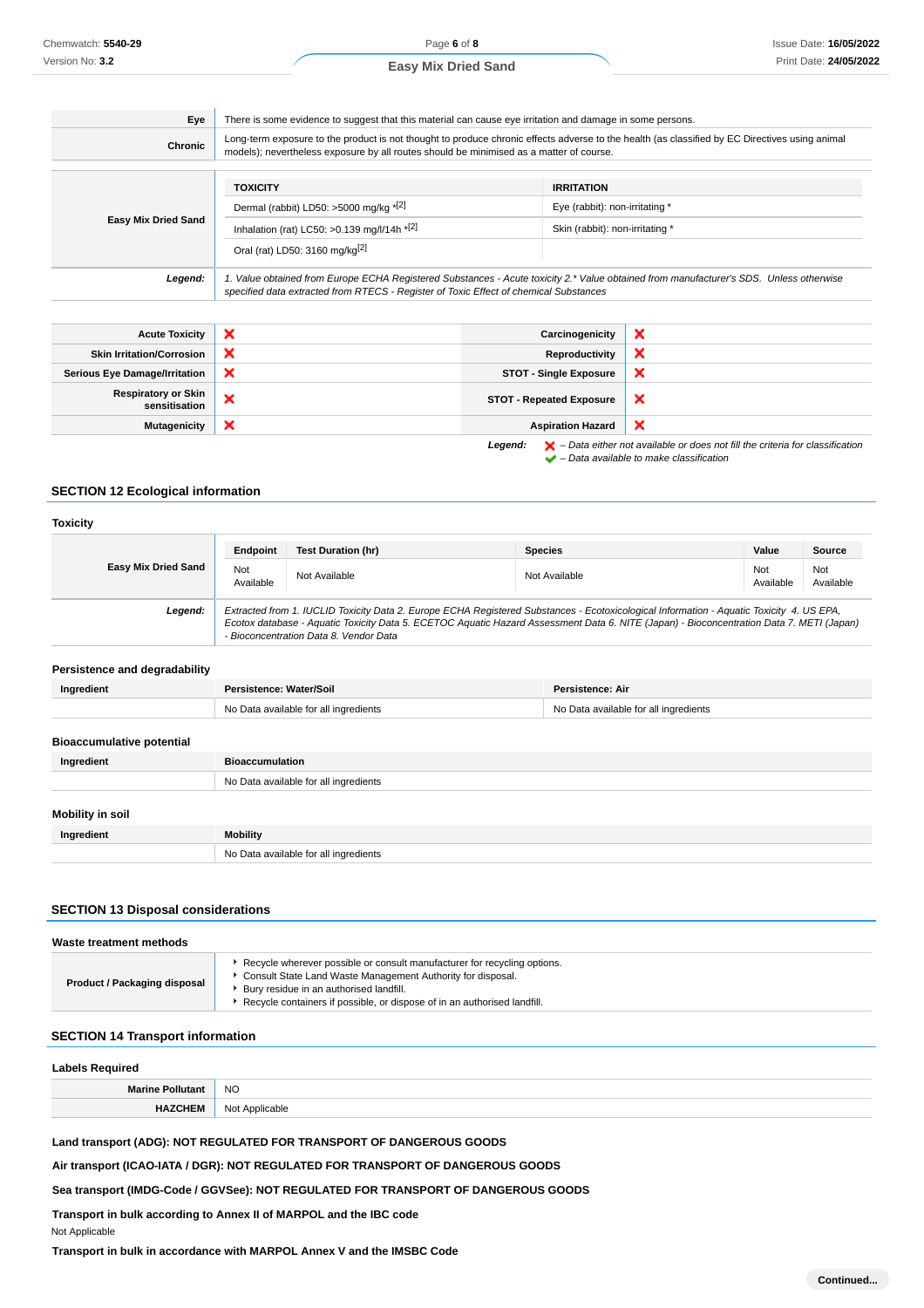| | |
|---|---|
| **Eye** | There is some evidence to suggest that this material can cause eye irritation and damage in some persons. |
| **Chronic** | Long-term exposure to the product is not thought to produce chronic effects adverse to the health (as classified by EC Directives using animal models); nevertheless exposure by all routes should be minimised as a matter of course. |

| | TOXICITY | IRRITATION |
|---|---|---|
| **Easy Mix Dried Sand** | Dermal (rabbit) LD50: >5000 mg/kg *[2] | Eye (rabbit): non-irritating * |
| | Inhalation (rat) LC50: >0.139 mg/l/14h *[2] | Skin (rabbit): non-irritating * |
| | Oral (rat) LD50: 3160 mg/kg[2] | |
| ***Legend:*** | *1. Value obtained from Europe ECHA Registered Substances - Acute toxicity 2.* Value obtained from manufacturer's SDS. Unless otherwise specified data extracted from RTECS - Register of Toxic Effect of chemical Substances* | |

| | | | |
|---|---|---|---|
| **Acute Toxicity** | ❌ | **Carcinogenicity** | ❌ |
| **Skin Irritation/Corrosion** | ❌ | **Reproductivity** | ❌ |
| **Serious Eye Damage/Irritation** | ❌ | **STOT - Single Exposure** | ❌ |
| **Respiratory or Skin sensitisation** | ❌ | **STOT - Repeated Exposure** | ❌ |
| **Mutagenicity** | ❌ | **Aspiration Hazard** | ❌ |

***Legend:*** ❌ *– Data either not available or does not fill the criteria for classification*
✔ *– Data available to make classification*

## SECTION 12 Ecological information

### Toxicity

| | Endpoint | Test Duration (hr) | Species | Value | Source |
|---|---|---|---|---|---|
| **Easy Mix Dried Sand** | Not Available | Not Available | Not Available | Not Available | Not Available |
| ***Legend:*** | *Extracted from 1. IUCLID Toxicity Data 2. Europe ECHA Registered Substances - Ecotoxicological Information - Aquatic Toxicity 4. US EPA, Ecotox database - Aquatic Toxicity Data 5. ECETOC Aquatic Hazard Assessment Data 6. NITE (Japan) - Bioconcentration Data 7. METI (Japan) - Bioconcentration Data 8. Vendor Data* | | | | |

### Persistence and degradability

| Ingredient | Persistence: Water/Soil | Persistence: Air |
|---|---|---|
| | No Data available for all ingredients | No Data available for all ingredients |

### Bioaccumulative potential

| Ingredient | Bioaccumulation |
|---|---|
| | No Data available for all ingredients |

### Mobility in soil

| Ingredient | Mobility |
|---|---|
| | No Data available for all ingredients |

## SECTION 13 Disposal considerations

### Waste treatment methods

| | |
|---|---|
| **Product / Packaging disposal** | ▸ Recycle wherever possible or consult manufacturer for recycling options.<br>▸ Consult State Land Waste Management Authority for disposal.<br>▸ Bury residue in an authorised landfill.<br>▸ Recycle containers if possible, or dispose of in an authorised landfill. |

## SECTION 14 Transport information

### Labels Required

| | |
|---|---|
| **Marine Pollutant** | NO |
| **HAZCHEM** | Not Applicable |

**Land transport (ADG): NOT REGULATED FOR TRANSPORT OF DANGEROUS GOODS**

**Air transport (ICAO-IATA / DGR): NOT REGULATED FOR TRANSPORT OF DANGEROUS GOODS**

**Sea transport (IMDG-Code / GGVSee): NOT REGULATED FOR TRANSPORT OF DANGEROUS GOODS**

**Transport in bulk according to Annex II of MARPOL and the IBC code**

Not Applicable

**Transport in bulk in accordance with MARPOL Annex V and the IMSBC Code**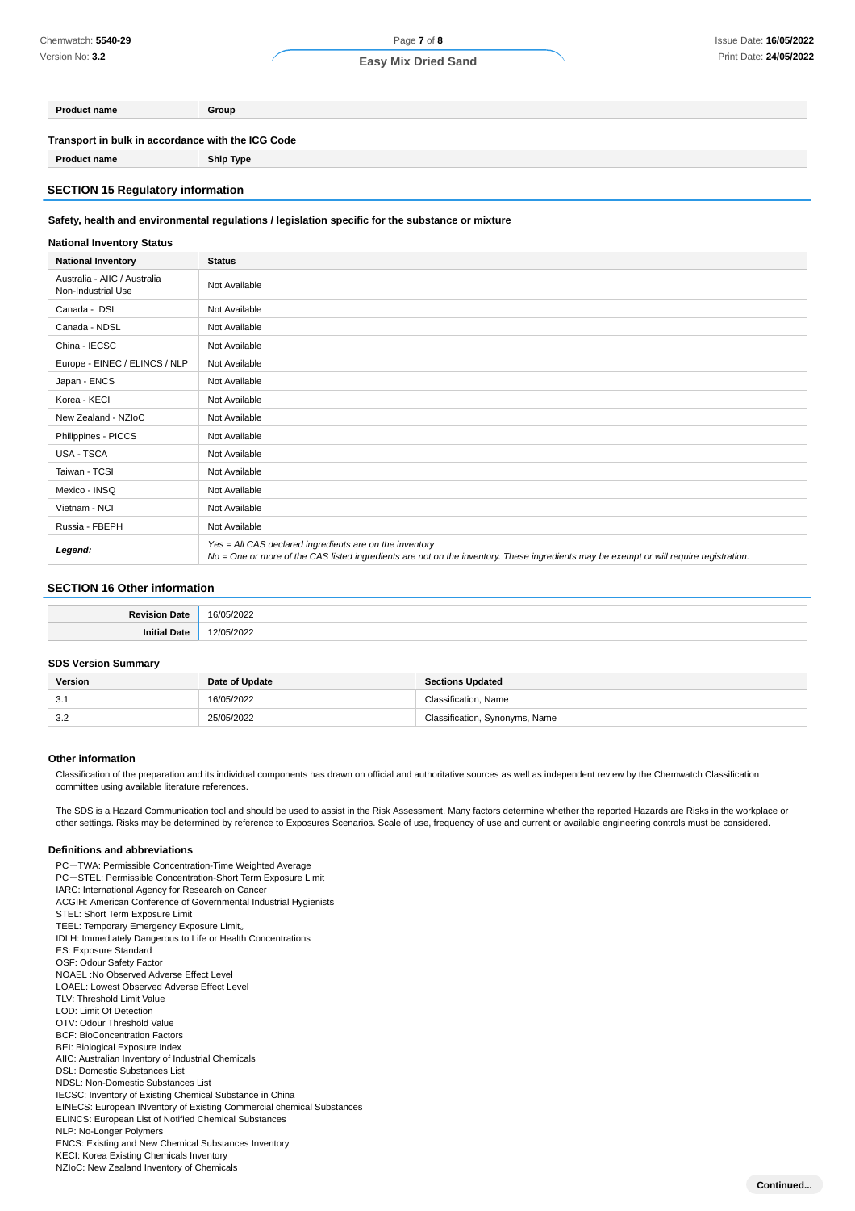| Product name | Group |
|---|---|

**Transport in bulk in accordance with the ICG Code**

| Product name | Ship Type |
|---|---|

## SECTION 15 Regulatory information

**Safety, health and environmental regulations / legislation specific for the substance or mixture**

**National Inventory Status**

| National Inventory | Status |
|---|---|
| Australia - AIIC / Australia Non-Industrial Use | Not Available |
| Canada - DSL | Not Available |
| Canada - NDSL | Not Available |
| China - IECSC | Not Available |
| Europe - EINEC / ELINCS / NLP | Not Available |
| Japan - ENCS | Not Available |
| Korea - KECI | Not Available |
| New Zealand - NZIoC | Not Available |
| Philippines - PICCS | Not Available |
| USA - TSCA | Not Available |
| Taiwan - TCSI | Not Available |
| Mexico - INSQ | Not Available |
| Vietnam - NCI | Not Available |
| Russia - FBEPH | Not Available |
| ***Legend:*** | *Yes = All CAS declared ingredients are on the inventory*<br>*No = One or more of the CAS listed ingredients are not on the inventory. These ingredients may be exempt or will require registration.* |

## SECTION 16 Other information

| | |
|---|---|
| **Revision Date** | 16/05/2022 |
| **Initial Date** | 12/05/2022 |

**SDS Version Summary**

| Version | Date of Update | Sections Updated |
|---|---|---|
| 3.1 | 16/05/2022 | Classification, Name |
| 3.2 | 25/05/2022 | Classification, Synonyms, Name |

**Other information**

Classification of the preparation and its individual components has drawn on official and authoritative sources as well as independent review by the Chemwatch Classification committee using available literature references.

The SDS is a Hazard Communication tool and should be used to assist in the Risk Assessment. Many factors determine whether the reported Hazards are Risks in the workplace or other settings. Risks may be determined by reference to Exposures Scenarios. Scale of use, frequency of use and current or available engineering controls must be considered.

**Definitions and abbreviations**

PC－TWA: Permissible Concentration-Time Weighted Average
PC－STEL: Permissible Concentration-Short Term Exposure Limit
IARC: International Agency for Research on Cancer
ACGIH: American Conference of Governmental Industrial Hygienists
STEL: Short Term Exposure Limit
TEEL: Temporary Emergency Exposure Limit。
IDLH: Immediately Dangerous to Life or Health Concentrations
ES: Exposure Standard
OSF: Odour Safety Factor
NOAEL :No Observed Adverse Effect Level
LOAEL: Lowest Observed Adverse Effect Level
TLV: Threshold Limit Value
LOD: Limit Of Detection
OTV: Odour Threshold Value
BCF: BioConcentration Factors
BEI: Biological Exposure Index
AIIC: Australian Inventory of Industrial Chemicals
DSL: Domestic Substances List
NDSL: Non-Domestic Substances List
IECSC: Inventory of Existing Chemical Substance in China
EINECS: European INventory of Existing Commercial chemical Substances
ELINCS: European List of Notified Chemical Substances
NLP: No-Longer Polymers
ENCS: Existing and New Chemical Substances Inventory
KECI: Korea Existing Chemicals Inventory
NZIoC: New Zealand Inventory of Chemicals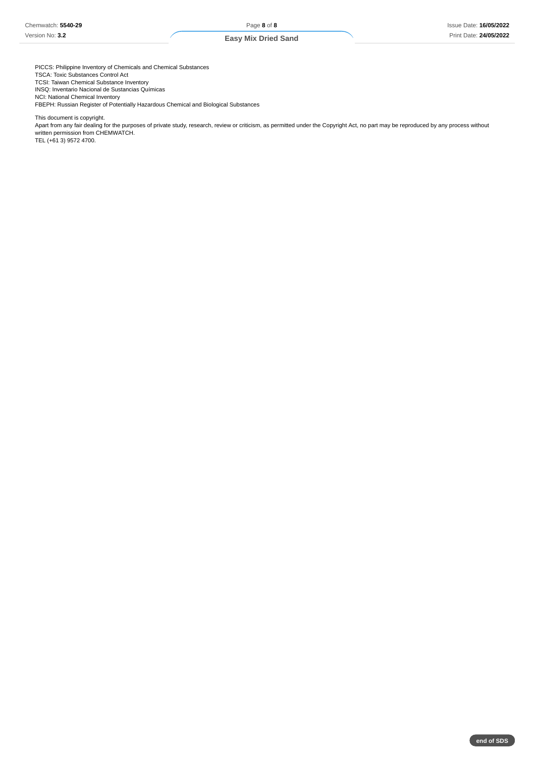PICCS: Philippine Inventory of Chemicals and Chemical Substances
TSCA: Toxic Substances Control Act
TCSI: Taiwan Chemical Substance Inventory
INSQ: Inventario Nacional de Sustancias Químicas
NCI: National Chemical Inventory
FBEPH: Russian Register of Potentially Hazardous Chemical and Biological Substances

This document is copyright.
Apart from any fair dealing for the purposes of private study, research, review or criticism, as permitted under the Copyright Act, no part may be reproduced by any process without written permission from CHEMWATCH.
TEL (+61 3) 9572 4700.

**end of SDS**